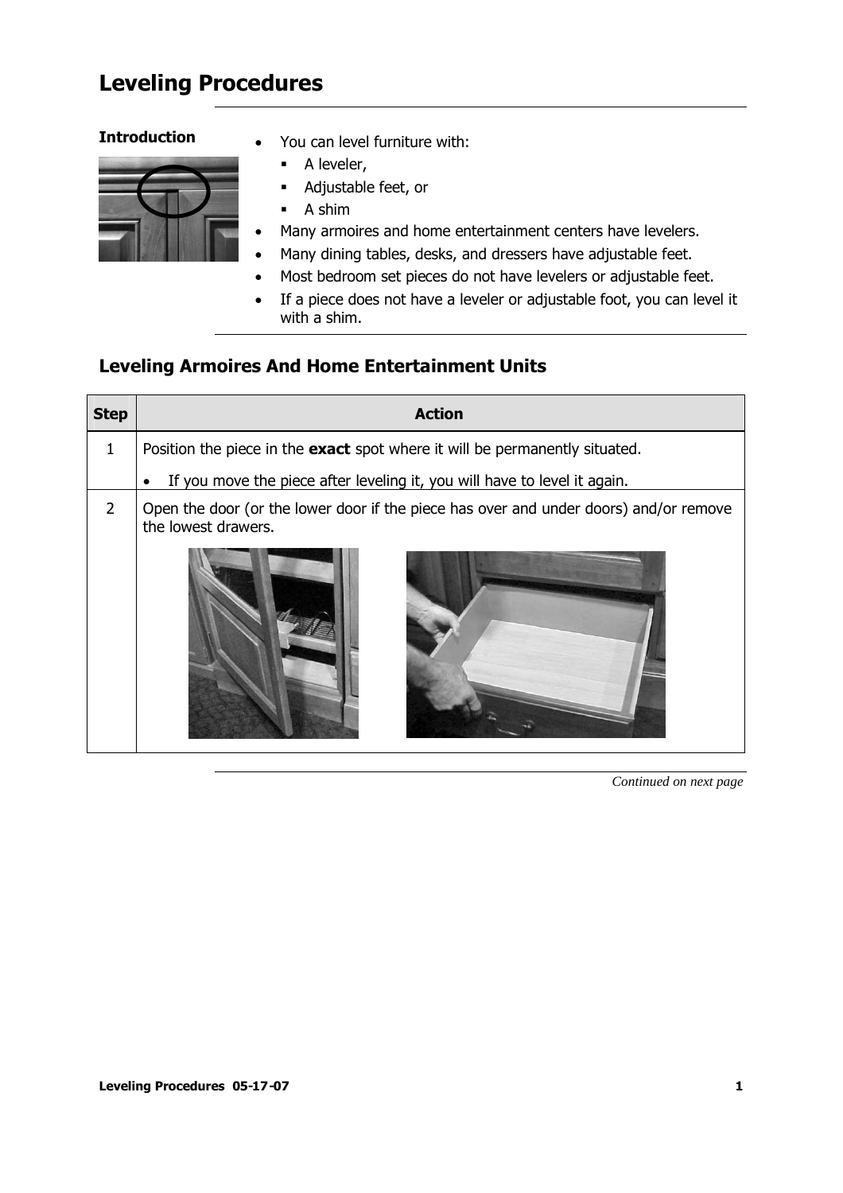# Leveling Procedures

**Introduction**

- You can level furniture with:
  - A leveler,
  - Adjustable feet, or
  - A shim
- Many armoires and home entertainment centers have levelers.
- Many dining tables, desks, and dressers have adjustable feet.
- Most bedroom set pieces do not have levelers or adjustable feet.
- If a piece does not have a leveler or adjustable foot, you can level it with a shim.

## Leveling Armoires And Home Entertainment Units

| Step | Action |
|---|---|
| 1 | Position the piece in the **exact** spot where it will be permanently situated. <br> • If you move the piece after leveling it, you will have to level it again. |
| 2 | Open the door (or the lower door if the piece has over and under doors) and/or remove the lowest drawers. |

*Continued on next page*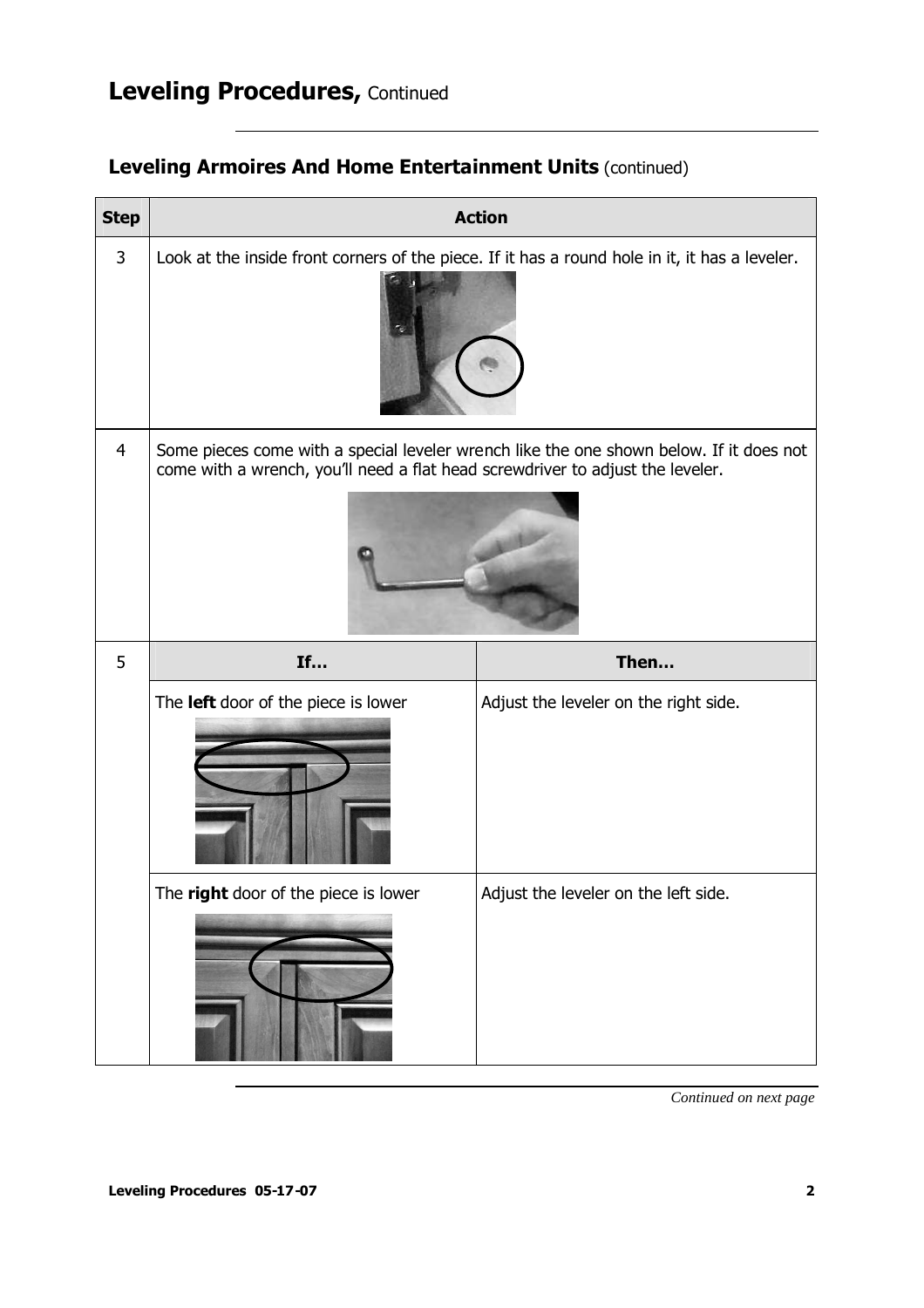# Leveling Procedures, Continued

## Leveling Armoires And Home Entertainment Units (continued)

| Step | Action | |
|---|---|---|
| 3 | Look at the inside front corners of the piece. If it has a round hole in it, it has a leveler. | |
| 4 | Some pieces come with a special leveler wrench like the one shown below. If it does not come with a wrench, you'll need a flat head screwdriver to adjust the leveler. | |
| 5 | **If…** | **Then…** |
| | The **left** door of the piece is lower | Adjust the leveler on the right side. |
| | The **right** door of the piece is lower | Adjust the leveler on the left side. |

*Continued on next page*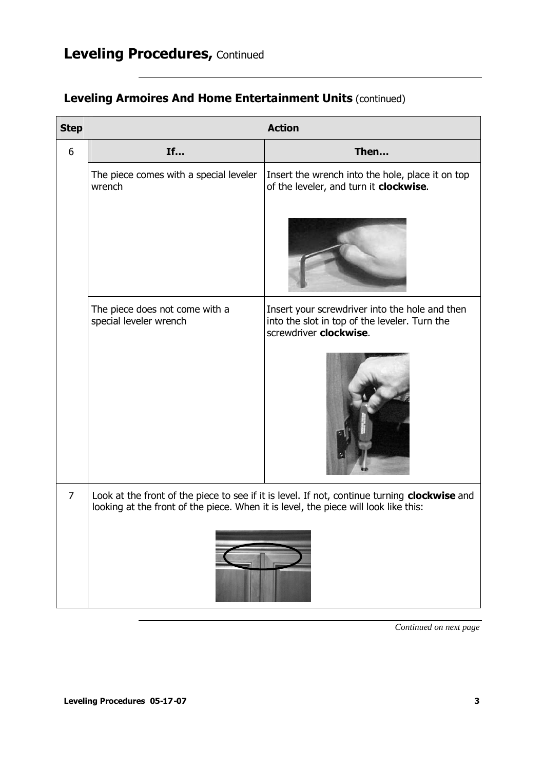# Leveling Procedures, Continued

## Leveling Armoires And Home Entertainment Units (continued)

| Step | Action | |
|---|---|---|
| 6 | **If…** | **Then…** |
| | The piece comes with a special leveler wrench | Insert the wrench into the hole, place it on top of the leveler, and turn it **clockwise**. |
| | The piece does not come with a special leveler wrench | Insert your screwdriver into the hole and then into the slot in top of the leveler. Turn the screwdriver **clockwise**. |
| 7 | Look at the front of the piece to see if it is level. If not, continue turning **clockwise** and looking at the front of the piece. When it is level, the piece will look like this: | |

*Continued on next page*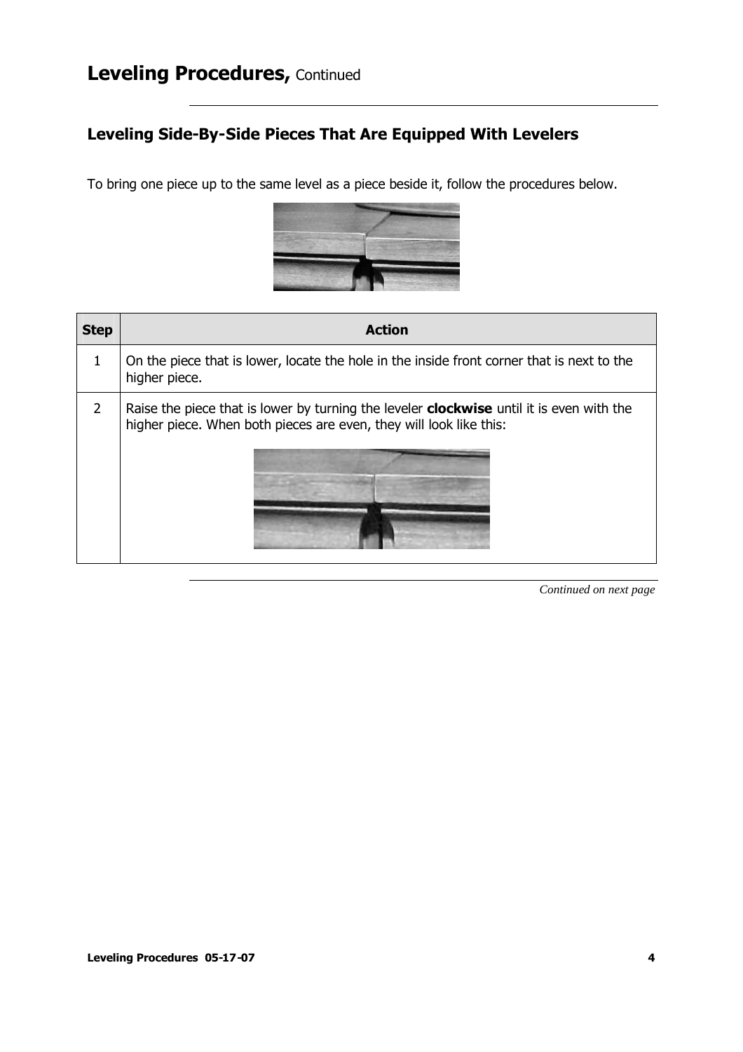# Leveling Procedures, Continued

## Leveling Side-By-Side Pieces That Are Equipped With Levelers

To bring one piece up to the same level as a piece beside it, follow the procedures below.

| Step | Action |
|---|---|
| 1 | On the piece that is lower, locate the hole in the inside front corner that is next to the higher piece. |
| 2 | Raise the piece that is lower by turning the leveler **clockwise** until it is even with the higher piece. When both pieces are even, they will look like this: |

*Continued on next page*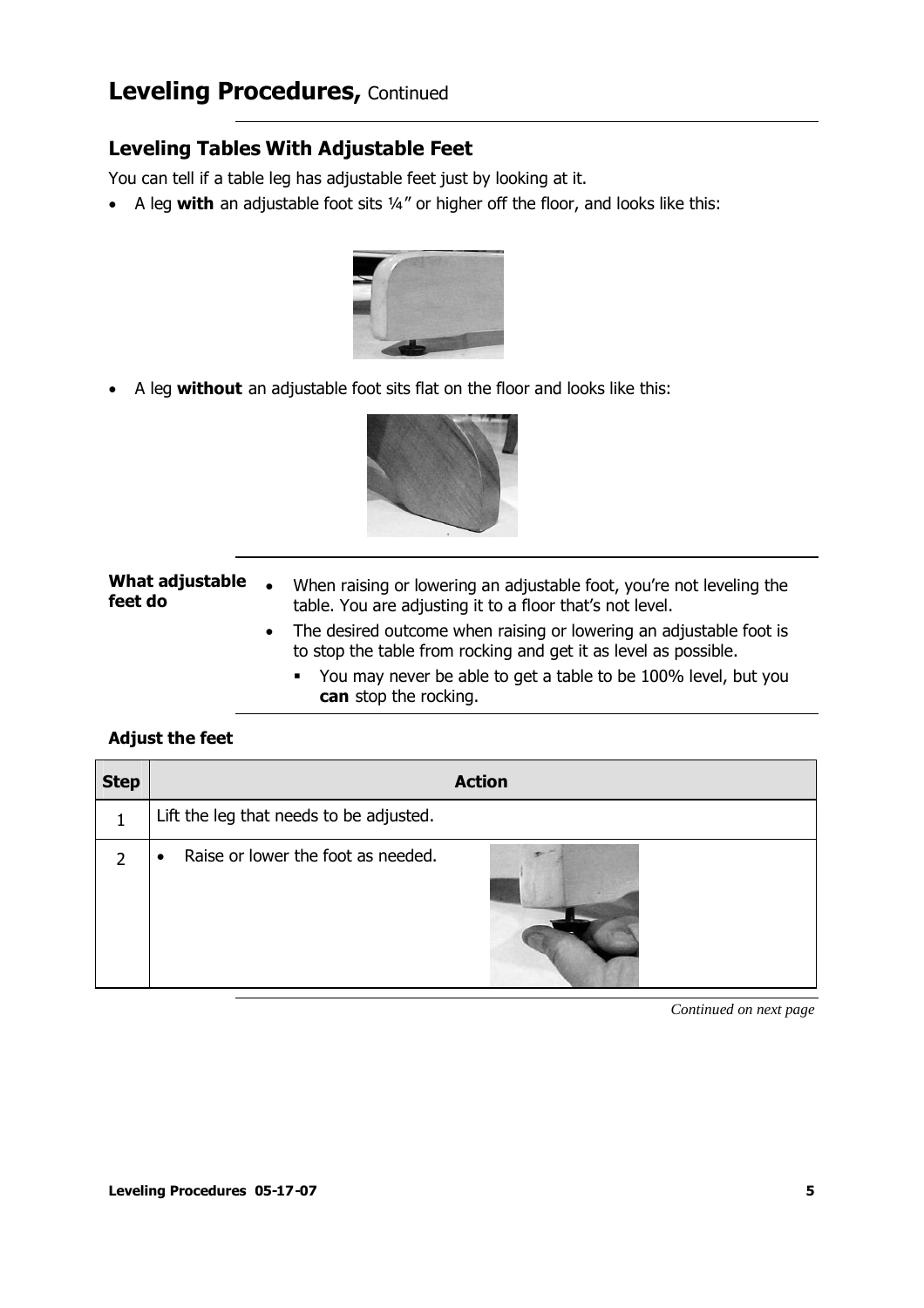# Leveling Procedures, Continued

## Leveling Tables With Adjustable Feet

You can tell if a table leg has adjustable feet just by looking at it.

- A leg **with** an adjustable foot sits ¼" or higher off the floor, and looks like this:

- A leg **without** an adjustable foot sits flat on the floor and looks like this:

**What adjustable feet do**

- When raising or lowering an adjustable foot, you're not leveling the table. You are adjusting it to a floor that's not level.
- The desired outcome when raising or lowering an adjustable foot is to stop the table from rocking and get it as level as possible.
  - You may never be able to get a table to be 100% level, but you **can** stop the rocking.

**Adjust the feet**

| Step | Action |
|---|---|
| 1 | Lift the leg that needs to be adjusted. |
| 2 | • Raise or lower the foot as needed. |

*Continued on next page*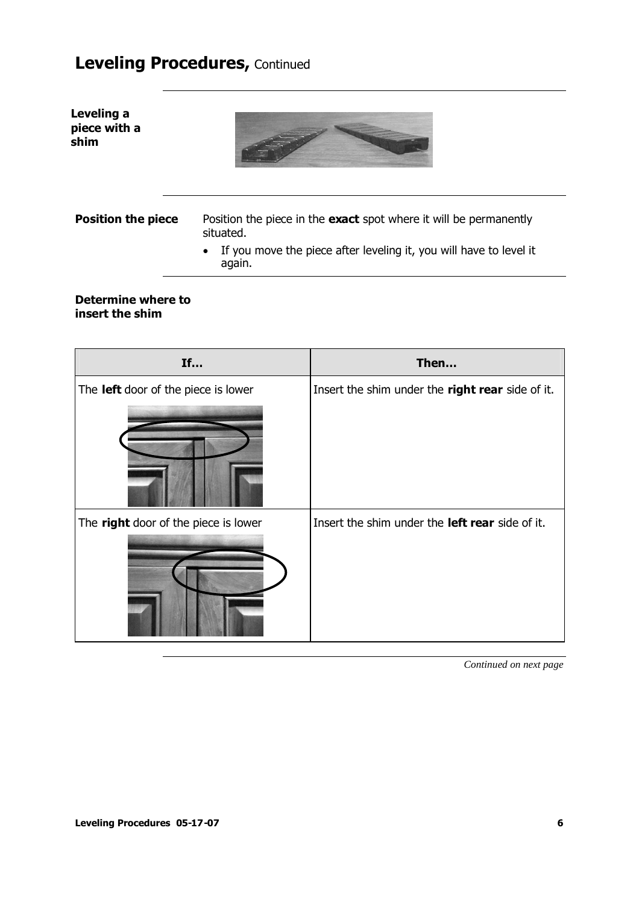# Leveling Procedures, Continued

**Leveling a piece with a shim**

**Position the piece**

Position the piece in the **exact** spot where it will be permanently situated.

- If you move the piece after leveling it, you will have to level it again.

**Determine where to insert the shim**

| If… | Then… |
|---|---|
| The **left** door of the piece is lower | Insert the shim under the **right rear** side of it. |
| The **right** door of the piece is lower | Insert the shim under the **left rear** side of it. |

*Continued on next page*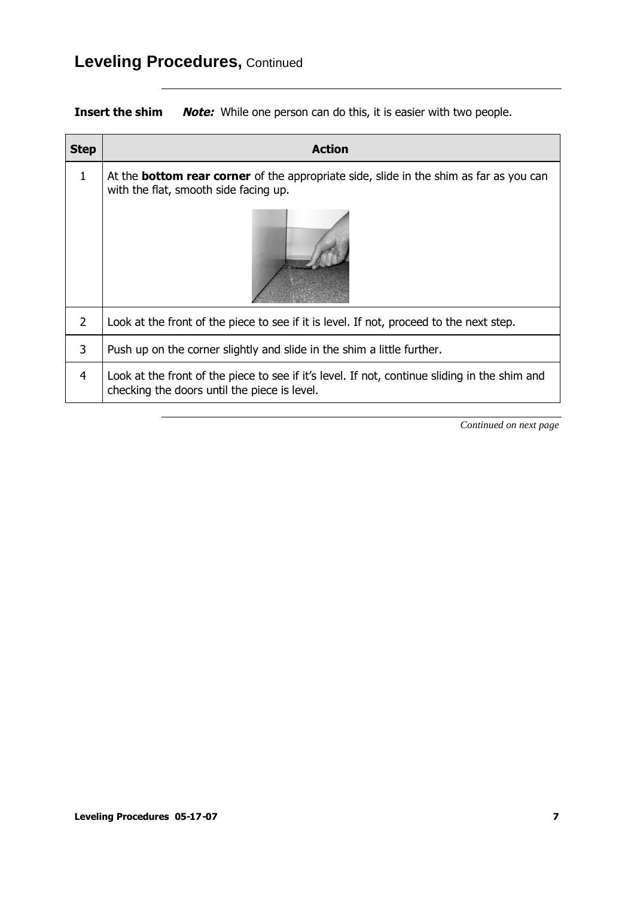# Leveling Procedures, Continued

**Insert the shim** ***Note:*** While one person can do this, it is easier with two people.

| Step | Action |
|---|---|
| 1 | At the **bottom rear corner** of the appropriate side, slide in the shim as far as you can with the flat, smooth side facing up. |
| 2 | Look at the front of the piece to see if it is level. If not, proceed to the next step. |
| 3 | Push up on the corner slightly and slide in the shim a little further. |
| 4 | Look at the front of the piece to see if it's level. If not, continue sliding in the shim and checking the doors until the piece is level. |

*Continued on next page*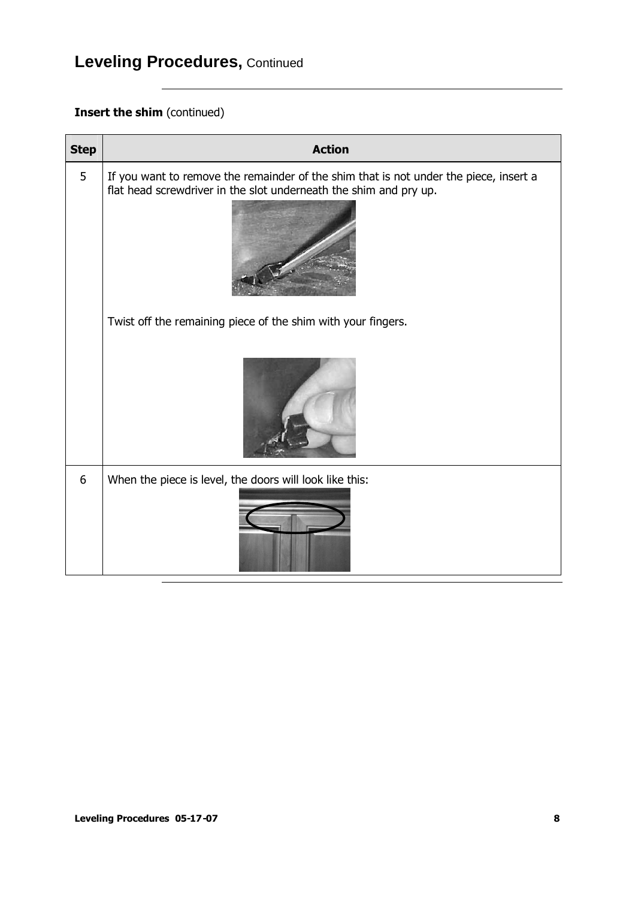# Leveling Procedures, Continued

**Insert the shim** (continued)

| Step | Action |
|---|---|
| 5 | If you want to remove the remainder of the shim that is not under the piece, insert a flat head screwdriver in the slot underneath the shim and pry up. Twist off the remaining piece of the shim with your fingers. |
| 6 | When the piece is level, the doors will look like this: |